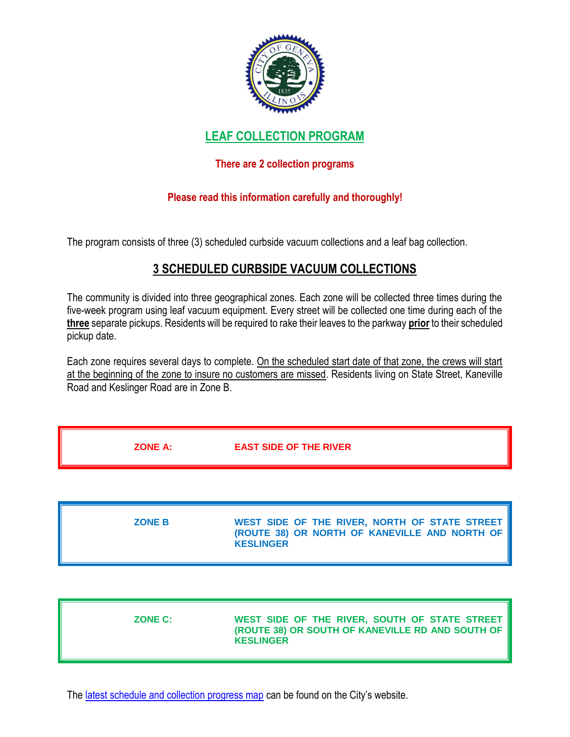# LEAF COLLECTION PROGRAM

**There are 2 collection programs**

**Please read this information carefully and thoroughly!**

The program consists of three (3) scheduled curbside vacuum collections and a leaf bag collection.

## 3 SCHEDULED CURBSIDE VACUUM COLLECTIONS

The community is divided into three geographical zones. Each zone will be collected three times during the five-week program using leaf vacuum equipment. Every street will be collected one time during each of the **three** separate pickups. Residents will be required to rake their leaves to the parkway **prior** to their scheduled pickup date.

Each zone requires several days to complete. On the scheduled start date of that zone, the crews will start at the beginning of the zone to insure no customers are missed. Residents living on State Street, Kaneville Road and Keslinger Road are in Zone B.

| | |
|---|---|
| **ZONE A:** | **EAST SIDE OF THE RIVER** |

| | |
|---|---|
| **ZONE B** | **WEST SIDE OF THE RIVER, NORTH OF STATE STREET (ROUTE 38) OR NORTH OF KANEVILLE AND NORTH OF KESLINGER** |

| | |
|---|---|
| **ZONE C:** | **WEST SIDE OF THE RIVER, SOUTH OF STATE STREET (ROUTE 38) OR SOUTH OF KANEVILLE RD AND SOUTH OF KESLINGER** |

The latest schedule and collection progress map can be found on the City's website.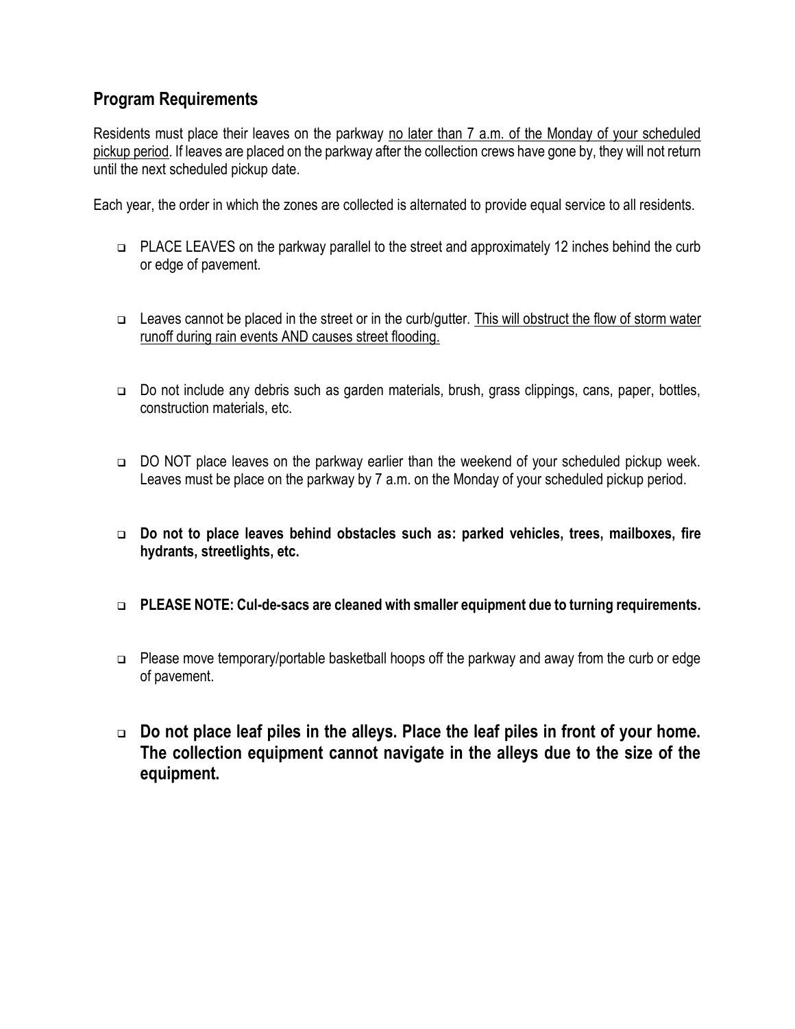## Program Requirements

Residents must place their leaves on the parkway <u>no later than 7 a.m. of the Monday of your scheduled pickup period</u>. If leaves are placed on the parkway after the collection crews have gone by, they will not return until the next scheduled pickup date.

Each year, the order in which the zones are collected is alternated to provide equal service to all residents.

- PLACE LEAVES on the parkway parallel to the street and approximately 12 inches behind the curb or edge of pavement.

- Leaves cannot be placed in the street or in the curb/gutter. <u>This will obstruct the flow of storm water runoff during rain events AND causes street flooding.</u>

- Do not include any debris such as garden materials, brush, grass clippings, cans, paper, bottles, construction materials, etc.

- DO NOT place leaves on the parkway earlier than the weekend of your scheduled pickup week. Leaves must be place on the parkway by 7 a.m. on the Monday of your scheduled pickup period.

- **Do not to place leaves behind obstacles such as: parked vehicles, trees, mailboxes, fire hydrants, streetlights, etc.**

- **PLEASE NOTE: Cul-de-sacs are cleaned with smaller equipment due to turning requirements.**

- Please move temporary/portable basketball hoops off the parkway and away from the curb or edge of pavement.

- **Do not place leaf piles in the alleys. Place the leaf piles in front of your home. The collection equipment cannot navigate in the alleys due to the size of the equipment.**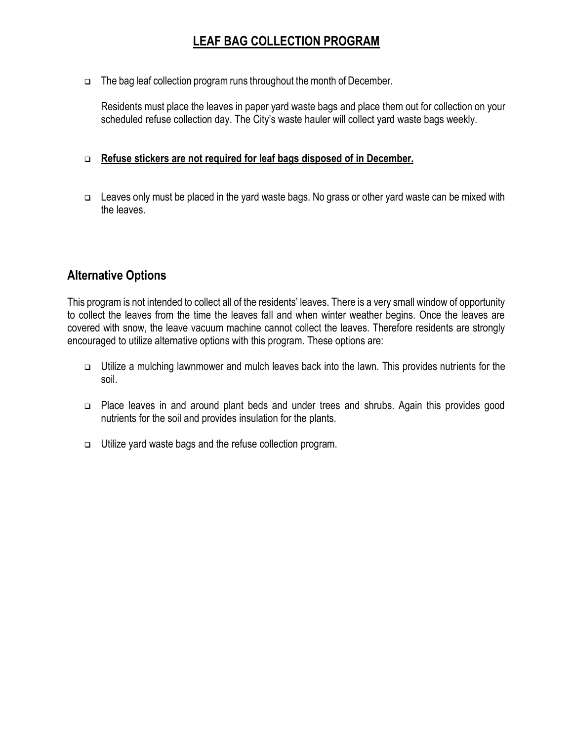# LEAF BAG COLLECTION PROGRAM

- The bag leaf collection program runs throughout the month of December.

  Residents must place the leaves in paper yard waste bags and place them out for collection on your scheduled refuse collection day. The City's waste hauler will collect yard waste bags weekly.

- **Refuse stickers are not required for leaf bags disposed of in December.**

- Leaves only must be placed in the yard waste bags. No grass or other yard waste can be mixed with the leaves.

## Alternative Options

This program is not intended to collect all of the residents' leaves. There is a very small window of opportunity to collect the leaves from the time the leaves fall and when winter weather begins. Once the leaves are covered with snow, the leave vacuum machine cannot collect the leaves. Therefore residents are strongly encouraged to utilize alternative options with this program. These options are:

- Utilize a mulching lawnmower and mulch leaves back into the lawn. This provides nutrients for the soil.

- Place leaves in and around plant beds and under trees and shrubs. Again this provides good nutrients for the soil and provides insulation for the plants.

- Utilize yard waste bags and the refuse collection program.